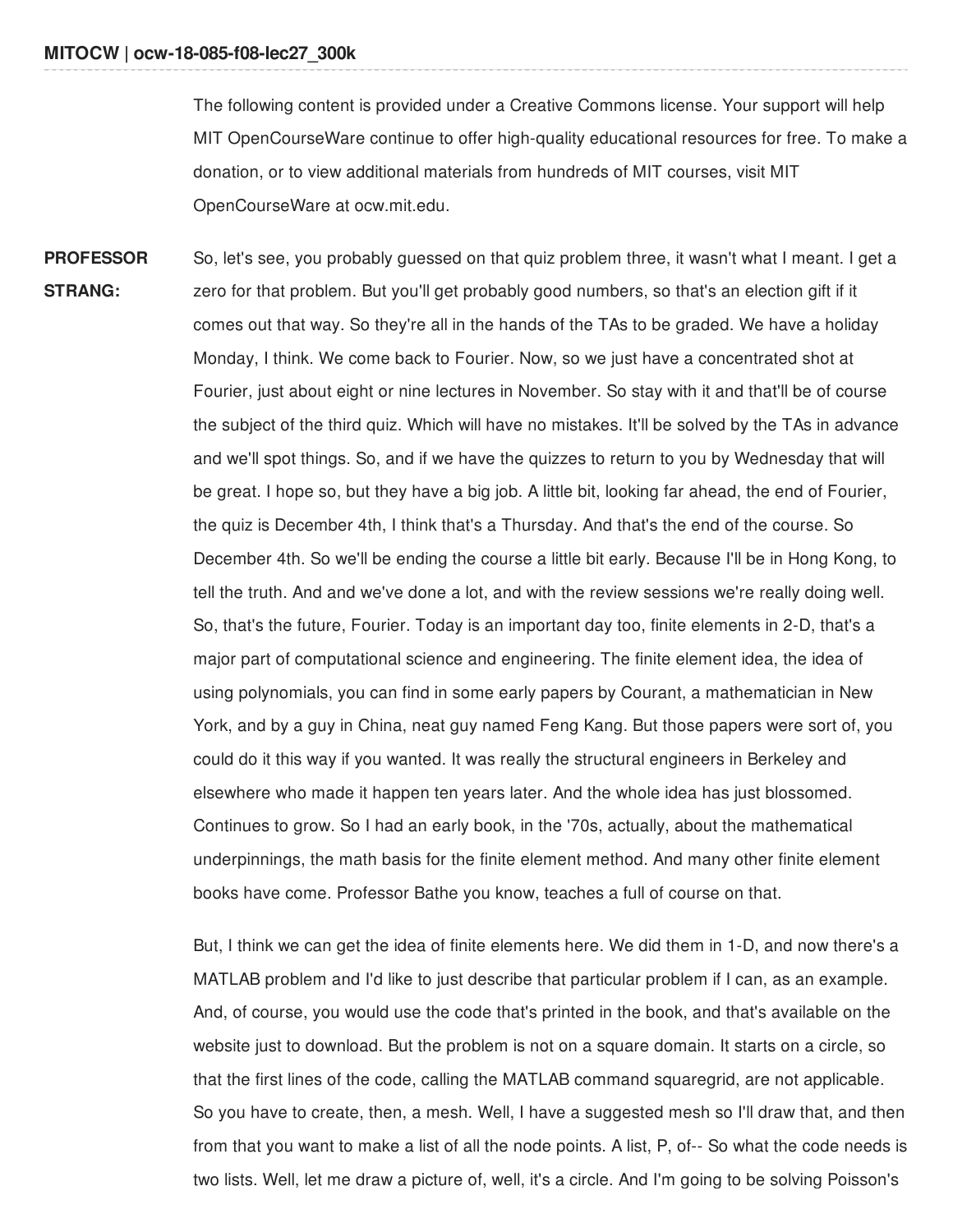The following content is provided under a Creative Commons license. Your support will help MIT OpenCourseWare continue to offer high-quality educational resources for free. To make a donation, or to view additional materials from hundreds of MIT courses, visit MIT OpenCourseWare at ocw.mit.edu.

**PROFESSOR STRANG:** So, let's see, you probably guessed on that quiz problem three, it wasn't what I meant. I get a zero for that problem. But you'll get probably good numbers, so that's an election gift if it comes out that way. So they're all in the hands of the TAs to be graded. We have a holiday Monday, I think. We come back to Fourier. Now, so we just have a concentrated shot at Fourier, just about eight or nine lectures in November. So stay with it and that'll be of course the subject of the third quiz. Which will have no mistakes. It'll be solved by the TAs in advance and we'll spot things. So, and if we have the quizzes to return to you by Wednesday that will be great. I hope so, but they have a big job. A little bit, looking far ahead, the end of Fourier, the quiz is December 4th, I think that's a Thursday. And that's the end of the course. So December 4th. So we'll be ending the course a little bit early. Because I'll be in Hong Kong, to tell the truth. And and we've done a lot, and with the review sessions we're really doing well. So, that's the future, Fourier. Today is an important day too, finite elements in 2-D, that's a major part of computational science and engineering. The finite element idea, the idea of using polynomials, you can find in some early papers by Courant, a mathematician in New York, and by a guy in China, neat guy named Feng Kang. But those papers were sort of, you could do it this way if you wanted. It was really the structural engineers in Berkeley and elsewhere who made it happen ten years later. And the whole idea has just blossomed. Continues to grow. So I had an early book, in the '70s, actually, about the mathematical underpinnings, the math basis for the finite element method. And many other finite element books have come. Professor Bathe you know, teaches a full of course on that.

But, I think we can get the idea of finite elements here. We did them in 1-D, and now there's a MATLAB problem and I'd like to just describe that particular problem if I can, as an example. And, of course, you would use the code that's printed in the book, and that's available on the website just to download. But the problem is not on a square domain. It starts on a circle, so that the first lines of the code, calling the MATLAB command squaregrid, are not applicable. So you have to create, then, a mesh. Well, I have a suggested mesh so I'll draw that, and then from that you want to make a list of all the node points. A list, P, of-- So what the code needs is two lists. Well, let me draw a picture of, well, it's a circle. And I'm going to be solving Poisson's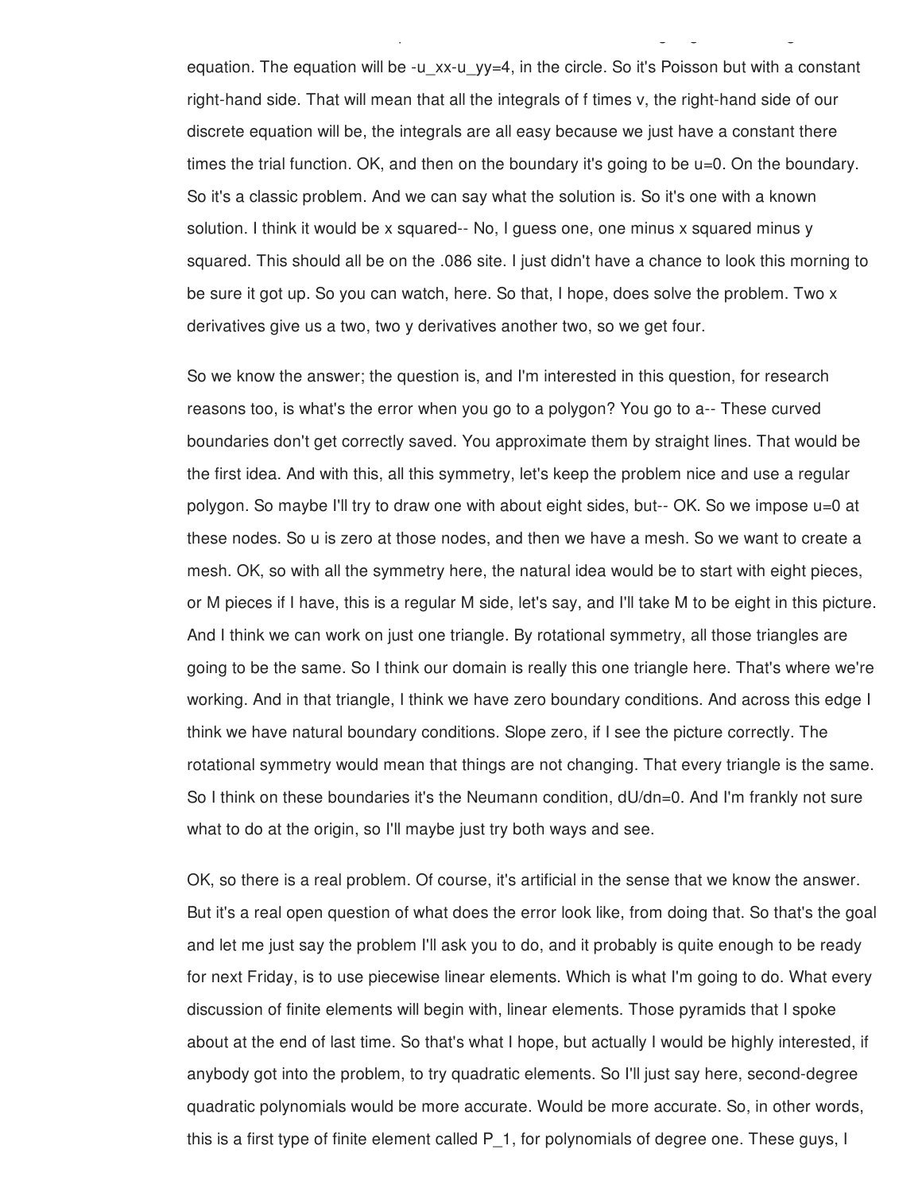equation. The equation will be -u_xx-u_yy=4, in the circle. So it's Poisson but with a constant right-hand side. That will mean that all the integrals of f times v, the right-hand side of our discrete equation will be, the integrals are all easy because we just have a constant there times the trial function. OK, and then on the boundary it's going to be u=0. On the boundary. So it's a classic problem. And we can say what the solution is. So it's one with a known solution. I think it would be x squared-- No, I guess one, one minus x squared minus y squared. This should all be on the .086 site. I just didn't have a chance to look this morning to be sure it got up. So you can watch, here. So that, I hope, does solve the problem. Two x derivatives give us a two, two y derivatives another two, so we get four.

So we know the answer; the question is, and I'm interested in this question, for research reasons too, is what's the error when you go to a polygon? You go to a-- These curved boundaries don't get correctly saved. You approximate them by straight lines. That would be the first idea. And with this, all this symmetry, let's keep the problem nice and use a regular polygon. So maybe I'll try to draw one with about eight sides, but-- OK. So we impose u=0 at these nodes. So u is zero at those nodes, and then we have a mesh. So we want to create a mesh. OK, so with all the symmetry here, the natural idea would be to start with eight pieces, or M pieces if I have, this is a regular M side, let's say, and I'll take M to be eight in this picture. And I think we can work on just one triangle. By rotational symmetry, all those triangles are going to be the same. So I think our domain is really this one triangle here. That's where we're working. And in that triangle, I think we have zero boundary conditions. And across this edge I think we have natural boundary conditions. Slope zero, if I see the picture correctly. The rotational symmetry would mean that things are not changing. That every triangle is the same. So I think on these boundaries it's the Neumann condition, dU/dn=0. And I'm frankly not sure what to do at the origin, so I'll maybe just try both ways and see.

OK, so there is a real problem. Of course, it's artificial in the sense that we know the answer. But it's a real open question of what does the error look like, from doing that. So that's the goal and let me just say the problem I'll ask you to do, and it probably is quite enough to be ready for next Friday, is to use piecewise linear elements. Which is what I'm going to do. What every discussion of finite elements will begin with, linear elements. Those pyramids that I spoke about at the end of last time. So that's what I hope, but actually I would be highly interested, if anybody got into the problem, to try quadratic elements. So I'll just say here, second-degree quadratic polynomials would be more accurate. Would be more accurate. So, in other words, this is a first type of finite element called P_1, for polynomials of degree one. These guys, I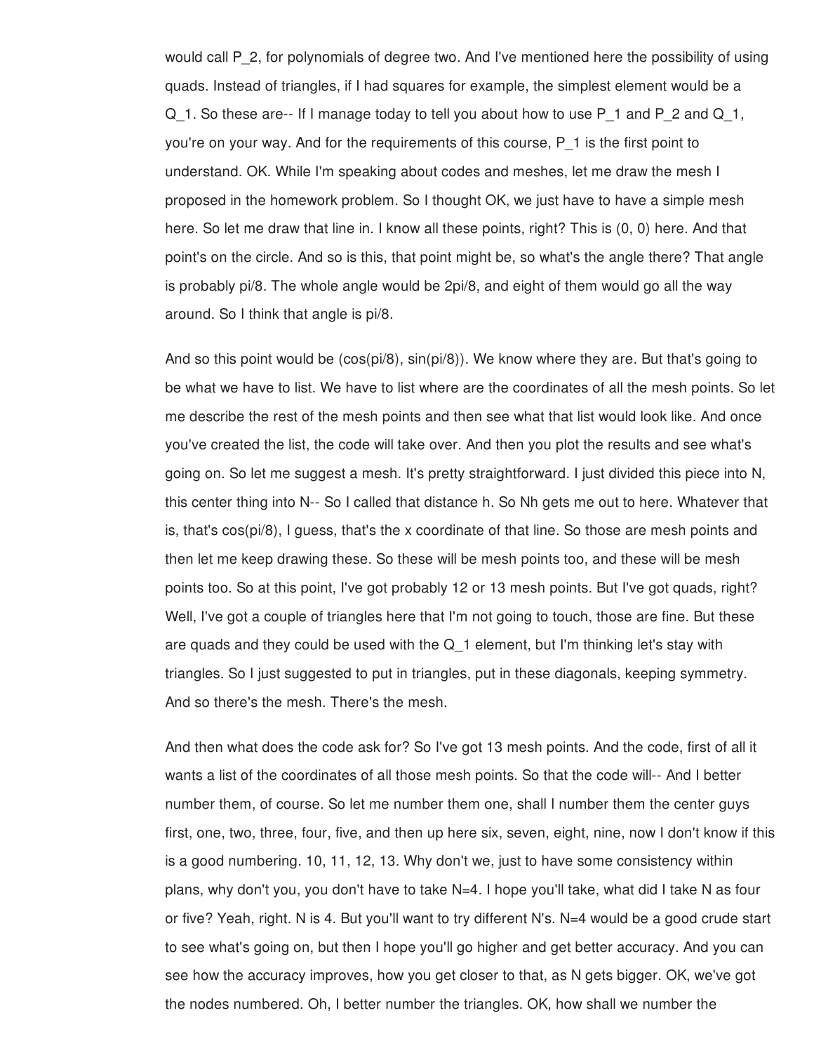would call $P_2$, for polynomials of degree two. And I've mentioned here the possibility of using quads. Instead of triangles, if I had squares for example, the simplest element would be a $Q_1$. So these are-- If I manage today to tell you about how to use $P_1$ and $P_2$ and $Q_1$, you're on your way. And for the requirements of this course, $P_1$ is the first point to understand. OK. While I'm speaking about codes and meshes, let me draw the mesh I proposed in the homework problem. So I thought OK, we just have to have a simple mesh here. So let me draw that line in. I know all these points, right? This is (0, 0) here. And that point's on the circle. And so is this, that point might be, so what's the angle there? That angle is probably $\pi/8$. The whole angle would be $2\pi/8$, and eight of them would go all the way around. So I think that angle is $\pi/8$.

And so this point would be $(\cos(\pi/8), \sin(\pi/8))$. We know where they are. But that's going to be what we have to list. We have to list where are the coordinates of all the mesh points. So let me describe the rest of the mesh points and then see what that list would look like. And once you've created the list, the code will take over. And then you plot the results and see what's going on. So let me suggest a mesh. It's pretty straightforward. I just divided this piece into N, this center thing into N-- So I called that distance h. So Nh gets me out to here. Whatever that is, that's $\cos(\pi/8)$, I guess, that's the x coordinate of that line. So those are mesh points and then let me keep drawing these. So these will be mesh points too, and these will be mesh points too. So at this point, I've got probably 12 or 13 mesh points. But I've got quads, right? Well, I've got a couple of triangles here that I'm not going to touch, those are fine. But these are quads and they could be used with the $Q_1$ element, but I'm thinking let's stay with triangles. So I just suggested to put in triangles, put in these diagonals, keeping symmetry. And so there's the mesh. There's the mesh.

And then what does the code ask for? So I've got 13 mesh points. And the code, first of all it wants a list of the coordinates of all those mesh points. So that the code will-- And I better number them, of course. So let me number them one, shall I number them the center guys first, one, two, three, four, five, and then up here six, seven, eight, nine, now I don't know if this is a good numbering. 10, 11, 12, 13. Why don't we, just to have some consistency within plans, why don't you, you don't have to take N=4. I hope you'll take, what did I take N as four or five? Yeah, right. N is 4. But you'll want to try different N's. N=4 would be a good crude start to see what's going on, but then I hope you'll go higher and get better accuracy. And you can see how the accuracy improves, how you get closer to that, as N gets bigger. OK, we've got the nodes numbered. Oh, I better number the triangles. OK, how shall we number the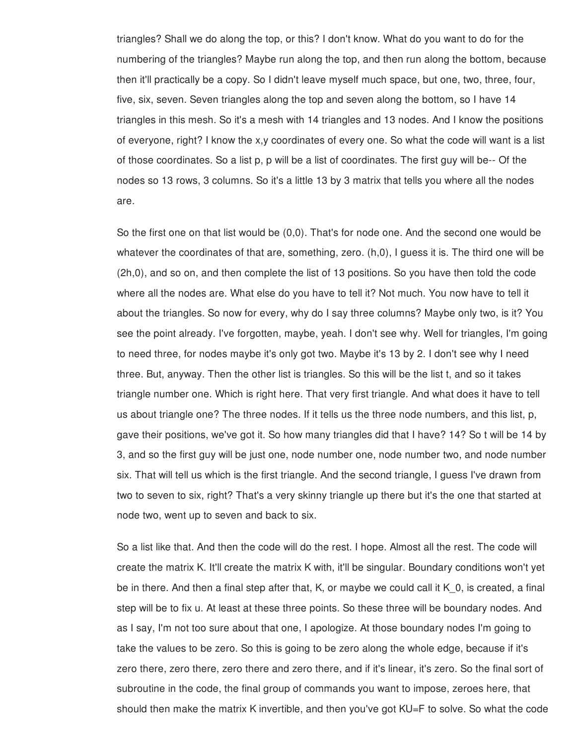triangles? Shall we do along the top, or this? I don't know. What do you want to do for the numbering of the triangles? Maybe run along the top, and then run along the bottom, because then it'll practically be a copy. So I didn't leave myself much space, but one, two, three, four, five, six, seven. Seven triangles along the top and seven along the bottom, so I have 14 triangles in this mesh. So it's a mesh with 14 triangles and 13 nodes. And I know the positions of everyone, right? I know the x,y coordinates of every one. So what the code will want is a list of those coordinates. So a list p, p will be a list of coordinates. The first guy will be-- Of the nodes so 13 rows, 3 columns. So it's a little 13 by 3 matrix that tells you where all the nodes are.

So the first one on that list would be (0,0). That's for node one. And the second one would be whatever the coordinates of that are, something, zero. (h,0), I guess it is. The third one will be (2h,0), and so on, and then complete the list of 13 positions. So you have then told the code where all the nodes are. What else do you have to tell it? Not much. You now have to tell it about the triangles. So now for every, why do I say three columns? Maybe only two, is it? You see the point already. I've forgotten, maybe, yeah. I don't see why. Well for triangles, I'm going to need three, for nodes maybe it's only got two. Maybe it's 13 by 2. I don't see why I need three. But, anyway. Then the other list is triangles. So this will be the list t, and so it takes triangle number one. Which is right here. That very first triangle. And what does it have to tell us about triangle one? The three nodes. If it tells us the three node numbers, and this list, p, gave their positions, we've got it. So how many triangles did that I have? 14? So t will be 14 by 3, and so the first guy will be just one, node number one, node number two, and node number six. That will tell us which is the first triangle. And the second triangle, I guess I've drawn from two to seven to six, right? That's a very skinny triangle up there but it's the one that started at node two, went up to seven and back to six.

So a list like that. And then the code will do the rest. I hope. Almost all the rest. The code will create the matrix K. It'll create the matrix K with, it'll be singular. Boundary conditions won't yet be in there. And then a final step after that, K, or maybe we could call it $K_0$, is created, a final step will be to fix u. At least at these three points. So these three will be boundary nodes. And as I say, I'm not too sure about that one, I apologize. At those boundary nodes I'm going to take the values to be zero. So this is going to be zero along the whole edge, because if it's zero there, zero there, zero there and zero there, and if it's linear, it's zero. So the final sort of subroutine in the code, the final group of commands you want to impose, zeroes here, that should then make the matrix K invertible, and then you've got $KU=F$ to solve. So what the code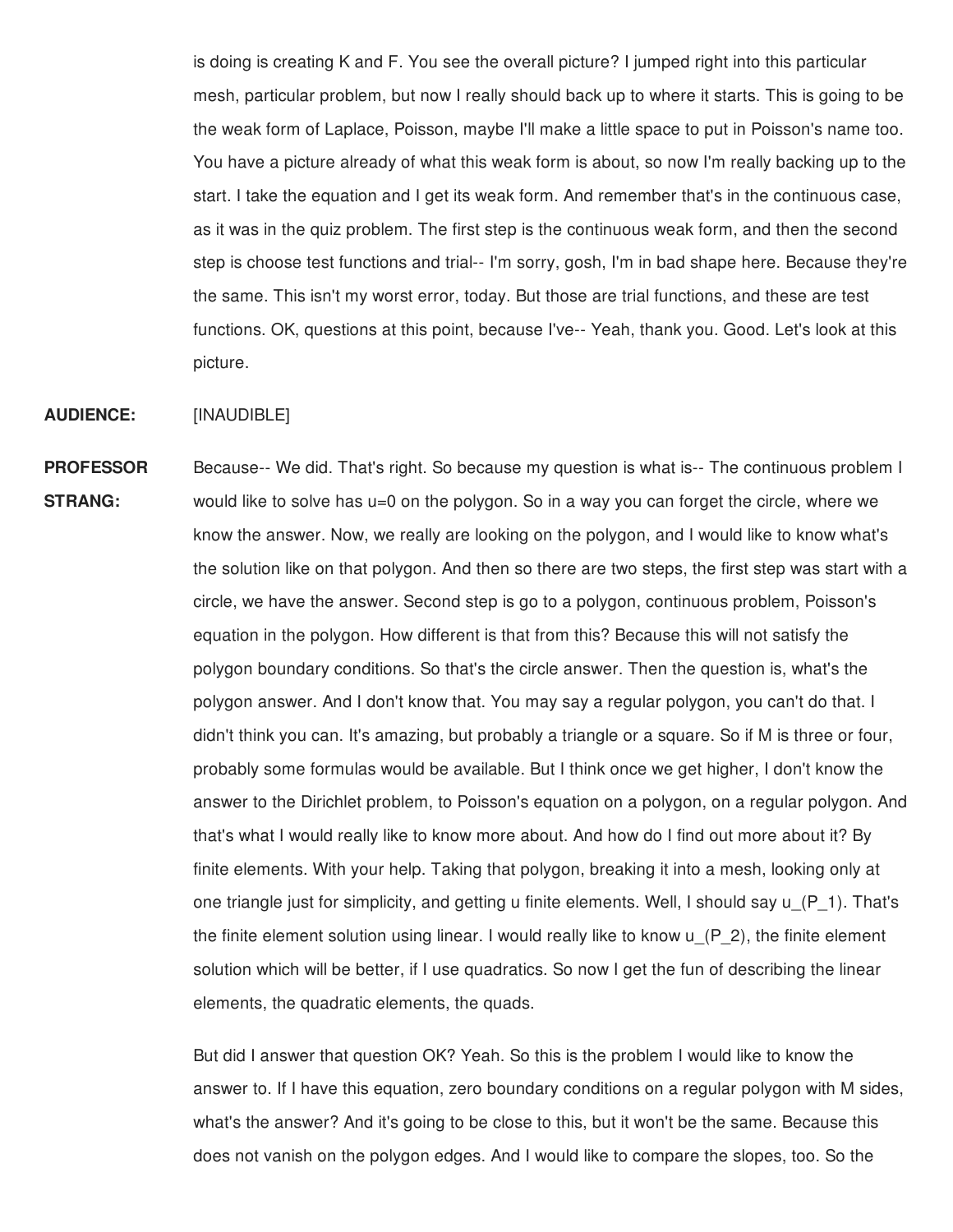is doing is creating K and F. You see the overall picture? I jumped right into this particular mesh, particular problem, but now I really should back up to where it starts. This is going to be the weak form of Laplace, Poisson, maybe I'll make a little space to put in Poisson's name too. You have a picture already of what this weak form is about, so now I'm really backing up to the start. I take the equation and I get its weak form. And remember that's in the continuous case, as it was in the quiz problem. The first step is the continuous weak form, and then the second step is choose test functions and trial-- I'm sorry, gosh, I'm in bad shape here. Because they're the same. This isn't my worst error, today. But those are trial functions, and these are test functions. OK, questions at this point, because I've-- Yeah, thank you. Good. Let's look at this picture.

**AUDIENCE:** [INAUDIBLE]

**PROFESSOR STRANG:** Because-- We did. That's right. So because my question is what is-- The continuous problem I would like to solve has $u=0$ on the polygon. So in a way you can forget the circle, where we know the answer. Now, we really are looking on the polygon, and I would like to know what's the solution like on that polygon. And then so there are two steps, the first step was start with a circle, we have the answer. Second step is go to a polygon, continuous problem, Poisson's equation in the polygon. How different is that from this? Because this will not satisfy the polygon boundary conditions. So that's the circle answer. Then the question is, what's the polygon answer. And I don't know that. You may say a regular polygon, you can't do that. I didn't think you can. It's amazing, but probably a triangle or a square. So if M is three or four, probably some formulas would be available. But I think once we get higher, I don't know the answer to the Dirichlet problem, to Poisson's equation on a polygon, on a regular polygon. And that's what I would really like to know more about. And how do I find out more about it? By finite elements. With your help. Taking that polygon, breaking it into a mesh, looking only at one triangle just for simplicity, and getting u finite elements. Well, I should say $u_{(P_1)}$. That's the finite element solution using linear. I would really like to know $u_{(P_2)}$, the finite element solution which will be better, if I use quadratics. So now I get the fun of describing the linear elements, the quadratic elements, the quads.

But did I answer that question OK? Yeah. So this is the problem I would like to know the answer to. If I have this equation, zero boundary conditions on a regular polygon with M sides, what's the answer? And it's going to be close to this, but it won't be the same. Because this does not vanish on the polygon edges. And I would like to compare the slopes, too. So the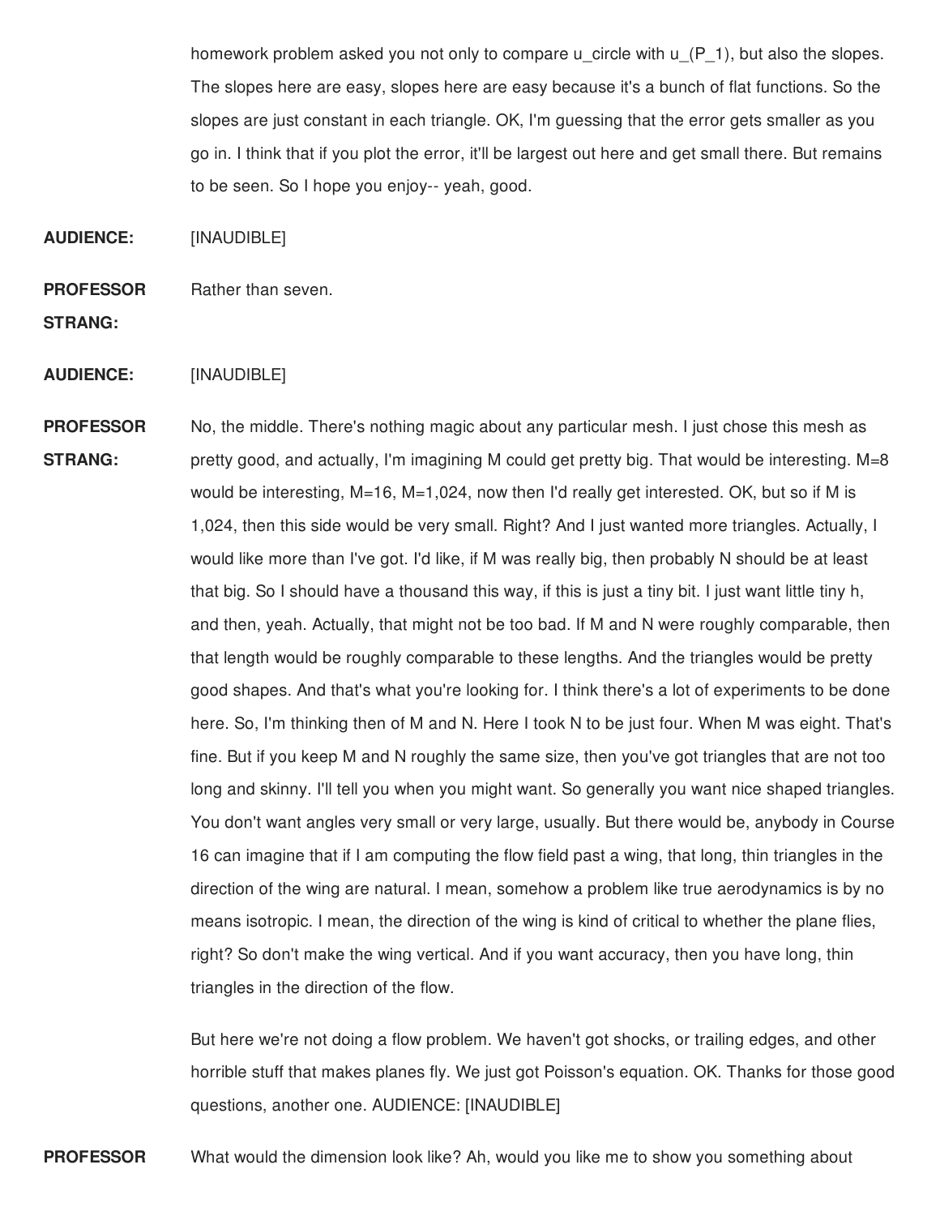homework problem asked you not only to compare u_circle with u_(P_1), but also the slopes. The slopes here are easy, slopes here are easy because it's a bunch of flat functions. So the slopes are just constant in each triangle. OK, I'm guessing that the error gets smaller as you go in. I think that if you plot the error, it'll be largest out here and get small there. But remains to be seen. So I hope you enjoy-- yeah, good.

**AUDIENCE:** [INAUDIBLE]

**PROFESSOR STRANG:** Rather than seven.

**AUDIENCE:** [INAUDIBLE]

**PROFESSOR STRANG:** No, the middle. There's nothing magic about any particular mesh. I just chose this mesh as pretty good, and actually, I'm imagining M could get pretty big. That would be interesting. M=8 would be interesting, M=16, M=1,024, now then I'd really get interested. OK, but so if M is 1,024, then this side would be very small. Right? And I just wanted more triangles. Actually, I would like more than I've got. I'd like, if M was really big, then probably N should be at least that big. So I should have a thousand this way, if this is just a tiny bit. I just want little tiny h, and then, yeah. Actually, that might not be too bad. If M and N were roughly comparable, then that length would be roughly comparable to these lengths. And the triangles would be pretty good shapes. And that's what you're looking for. I think there's a lot of experiments to be done here. So, I'm thinking then of M and N. Here I took N to be just four. When M was eight. That's fine. But if you keep M and N roughly the same size, then you've got triangles that are not too long and skinny. I'll tell you when you might want. So generally you want nice shaped triangles. You don't want angles very small or very large, usually. But there would be, anybody in Course 16 can imagine that if I am computing the flow field past a wing, that long, thin triangles in the direction of the wing are natural. I mean, somehow a problem like true aerodynamics is by no means isotropic. I mean, the direction of the wing is kind of critical to whether the plane flies, right? So don't make the wing vertical. And if you want accuracy, then you have long, thin triangles in the direction of the flow.

But here we're not doing a flow problem. We haven't got shocks, or trailing edges, and other horrible stuff that makes planes fly. We just got Poisson's equation. OK. Thanks for those good questions, another one. AUDIENCE: [INAUDIBLE]

**PROFESSOR** What would the dimension look like? Ah, would you like me to show you something about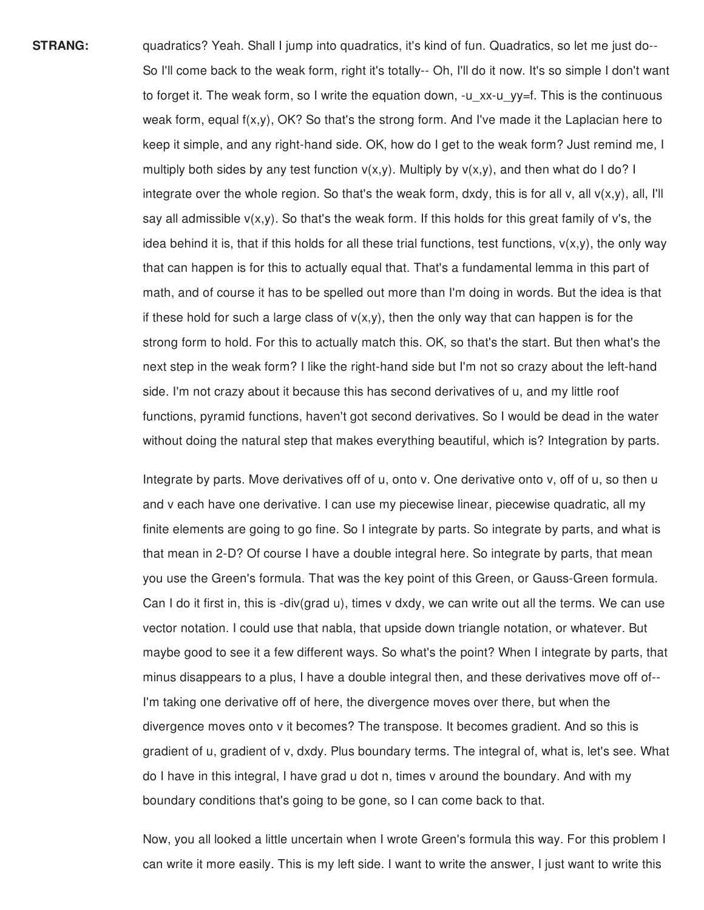**STRANG:** quadratics? Yeah. Shall I jump into quadratics, it's kind of fun. Quadratics, so let me just do-- So I'll come back to the weak form, right it's totally-- Oh, I'll do it now. It's so simple I don't want to forget it. The weak form, so I write the equation down, $-u_{xx}-u_{yy}=f$. This is the continuous weak form, equal $f(x,y)$, OK? So that's the strong form. And I've made it the Laplacian here to keep it simple, and any right-hand side. OK, how do I get to the weak form? Just remind me, I multiply both sides by any test function $v(x,y)$. Multiply by $v(x,y)$, and then what do I do? I integrate over the whole region. So that's the weak form, dxdy, this is for all v, all $v(x,y)$, all, I'll say all admissible $v(x,y)$. So that's the weak form. If this holds for this great family of v's, the idea behind it is, that if this holds for all these trial functions, test functions, $v(x,y)$, the only way that can happen is for this to actually equal that. That's a fundamental lemma in this part of math, and of course it has to be spelled out more than I'm doing in words. But the idea is that if these hold for such a large class of $v(x,y)$, then the only way that can happen is for the strong form to hold. For this to actually match this. OK, so that's the start. But then what's the next step in the weak form? I like the right-hand side but I'm not so crazy about the left-hand side. I'm not crazy about it because this has second derivatives of u, and my little roof functions, pyramid functions, haven't got second derivatives. So I would be dead in the water without doing the natural step that makes everything beautiful, which is? Integration by parts.

Integrate by parts. Move derivatives off of u, onto v. One derivative onto v, off of u, so then u and v each have one derivative. I can use my piecewise linear, piecewise quadratic, all my finite elements are going to go fine. So I integrate by parts. So integrate by parts, and what is that mean in 2-D? Of course I have a double integral here. So integrate by parts, that mean you use the Green's formula. That was the key point of this Green, or Gauss-Green formula. Can I do it first in, this is -div(grad u), times v dxdy, we can write out all the terms. We can use vector notation. I could use that nabla, that upside down triangle notation, or whatever. But maybe good to see it a few different ways. So what's the point? When I integrate by parts, that minus disappears to a plus, I have a double integral then, and these derivatives move off of-- I'm taking one derivative off of here, the divergence moves over there, but when the divergence moves onto v it becomes? The transpose. It becomes gradient. And so this is gradient of u, gradient of v, dxdy. Plus boundary terms. The integral of, what is, let's see. What do I have in this integral, I have grad u dot n, times v around the boundary. And with my boundary conditions that's going to be gone, so I can come back to that.

Now, you all looked a little uncertain when I wrote Green's formula this way. For this problem I can write it more easily. This is my left side. I want to write the answer, I just want to write this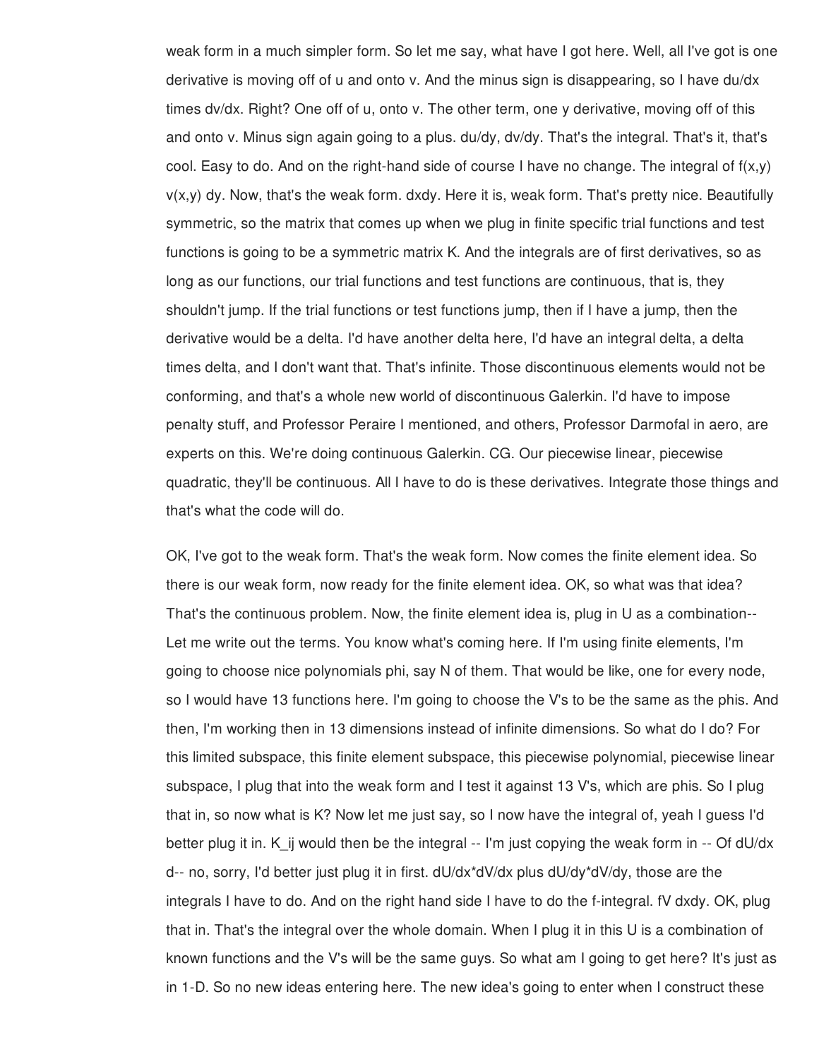weak form in a much simpler form. So let me say, what have I got here. Well, all I've got is one derivative is moving off of u and onto v. And the minus sign is disappearing, so I have du/dx times dv/dx. Right? One off of u, onto v. The other term, one y derivative, moving off of this and onto v. Minus sign again going to a plus. du/dy, dv/dy. That's the integral. That's it, that's cool. Easy to do. And on the right-hand side of course I have no change. The integral of f(x,y) v(x,y) dy. Now, that's the weak form. dxdy. Here it is, weak form. That's pretty nice. Beautifully symmetric, so the matrix that comes up when we plug in finite specific trial functions and test functions is going to be a symmetric matrix K. And the integrals are of first derivatives, so as long as our functions, our trial functions and test functions are continuous, that is, they shouldn't jump. If the trial functions or test functions jump, then if I have a jump, then the derivative would be a delta. I'd have another delta here, I'd have an integral delta, a delta times delta, and I don't want that. That's infinite. Those discontinuous elements would not be conforming, and that's a whole new world of discontinuous Galerkin. I'd have to impose penalty stuff, and Professor Peraire I mentioned, and others, Professor Darmofal in aero, are experts on this. We're doing continuous Galerkin. CG. Our piecewise linear, piecewise quadratic, they'll be continuous. All I have to do is these derivatives. Integrate those things and that's what the code will do.

OK, I've got to the weak form. That's the weak form. Now comes the finite element idea. So there is our weak form, now ready for the finite element idea. OK, so what was that idea? That's the continuous problem. Now, the finite element idea is, plug in U as a combination-- Let me write out the terms. You know what's coming here. If I'm using finite elements, I'm going to choose nice polynomials phi, say N of them. That would be like, one for every node, so I would have 13 functions here. I'm going to choose the V's to be the same as the phis. And then, I'm working then in 13 dimensions instead of infinite dimensions. So what do I do? For this limited subspace, this finite element subspace, this piecewise polynomial, piecewise linear subspace, I plug that into the weak form and I test it against 13 V's, which are phis. So I plug that in, so now what is K? Now let me just say, so I now have the integral of, yeah I guess I'd better plug it in. K_ij would then be the integral -- I'm just copying the weak form in -- Of dU/dx d-- no, sorry, I'd better just plug it in first. dU/dx*dV/dx plus dU/dy*dV/dy, those are the integrals I have to do. And on the right hand side I have to do the f-integral. fV dxdy. OK, plug that in. That's the integral over the whole domain. When I plug it in this U is a combination of known functions and the V's will be the same guys. So what am I going to get here? It's just as in 1-D. So no new ideas entering here. The new idea's going to enter when I construct these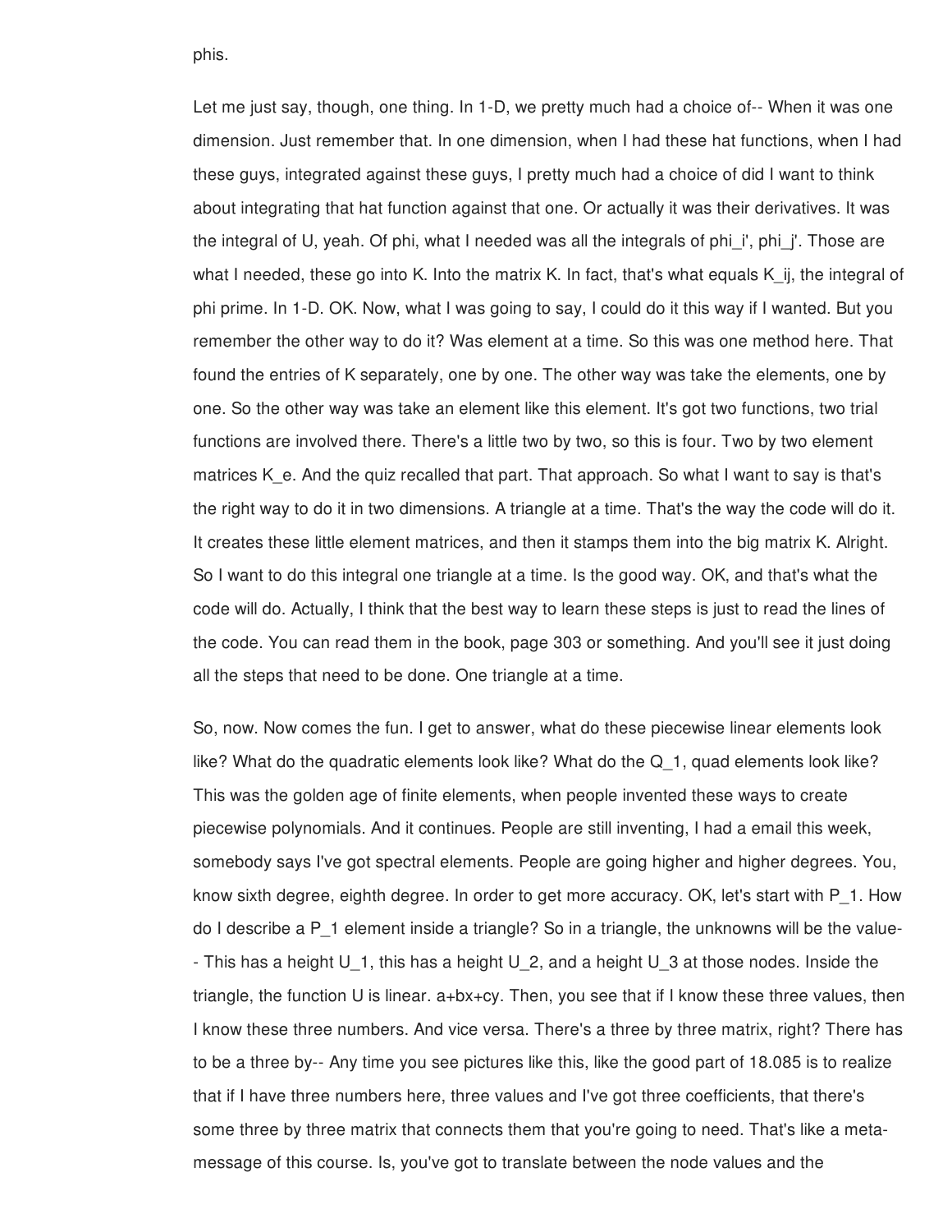phis.

Let me just say, though, one thing. In 1-D, we pretty much had a choice of-- When it was one dimension. Just remember that. In one dimension, when I had these hat functions, when I had these guys, integrated against these guys, I pretty much had a choice of did I want to think about integrating that hat function against that one. Or actually it was their derivatives. It was the integral of U, yeah. Of phi, what I needed was all the integrals of $\phi_i'$, $\phi_j'$. Those are what I needed, these go into K. Into the matrix K. In fact, that's what equals $K_{ij}$, the integral of phi prime. In 1-D. OK. Now, what I was going to say, I could do it this way if I wanted. But you remember the other way to do it? Was element at a time. So this was one method here. That found the entries of K separately, one by one. The other way was take the elements, one by one. So the other way was take an element like this element. It's got two functions, two trial functions are involved there. There's a little two by two, so this is four. Two by two element matrices $K_e$. And the quiz recalled that part. That approach. So what I want to say is that's the right way to do it in two dimensions. A triangle at a time. That's the way the code will do it. It creates these little element matrices, and then it stamps them into the big matrix K. Alright. So I want to do this integral one triangle at a time. Is the good way. OK, and that's what the code will do. Actually, I think that the best way to learn these steps is just to read the lines of the code. You can read them in the book, page 303 or something. And you'll see it just doing all the steps that need to be done. One triangle at a time.

So, now. Now comes the fun. I get to answer, what do these piecewise linear elements look like? What do the quadratic elements look like? What do the $Q_1$, quad elements look like? This was the golden age of finite elements, when people invented these ways to create piecewise polynomials. And it continues. People are still inventing, I had a email this week, somebody says I've got spectral elements. People are going higher and higher degrees. You, know sixth degree, eighth degree. In order to get more accuracy. OK, let's start with $P_1$. How do I describe a $P_1$ element inside a triangle? So in a triangle, the unknowns will be the value-- This has a height $U_1$, this has a height $U_2$, and a height $U_3$ at those nodes. Inside the triangle, the function U is linear. $a+bx+cy$. Then, you see that if I know these three values, then I know these three numbers. And vice versa. There's a three by three matrix, right? There has to be a three by-- Any time you see pictures like this, like the good part of 18.085 is to realize that if I have three numbers here, three values and I've got three coefficients, that there's some three by three matrix that connects them that you're going to need. That's like a meta-message of this course. Is, you've got to translate between the node values and the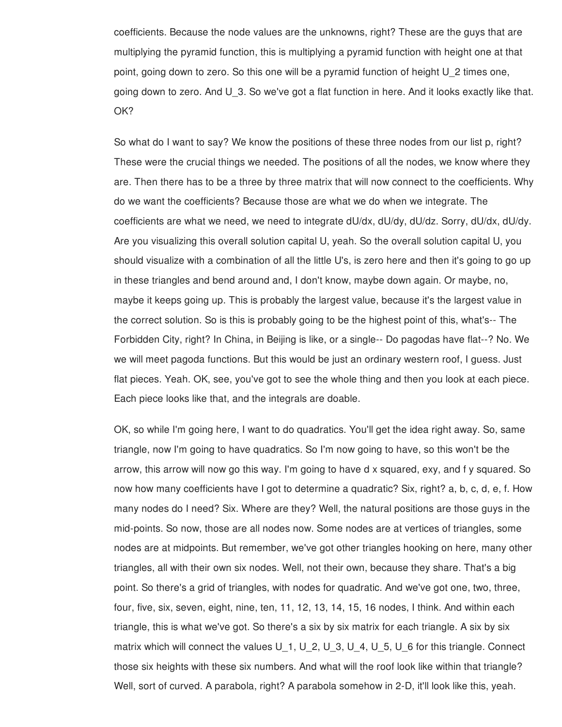coefficients. Because the node values are the unknowns, right? These are the guys that are multiplying the pyramid function, this is multiplying a pyramid function with height one at that point, going down to zero. So this one will be a pyramid function of height $U_2$ times one, going down to zero. And $U_3$. So we've got a flat function in here. And it looks exactly like that. OK?

So what do I want to say? We know the positions of these three nodes from our list p, right? These were the crucial things we needed. The positions of all the nodes, we know where they are. Then there has to be a three by three matrix that will now connect to the coefficients. Why do we want the coefficients? Because those are what we do when we integrate. The coefficients are what we need, we need to integrate $dU/dx$, $dU/dy$, $dU/dz$. Sorry, $dU/dx$, $dU/dy$. Are you visualizing this overall solution capital U, yeah. So the overall solution capital U, you should visualize with a combination of all the little U's, is zero here and then it's going to go up in these triangles and bend around and, I don't know, maybe down again. Or maybe, no, maybe it keeps going up. This is probably the largest value, because it's the largest value in the correct solution. So is this is probably going to be the highest point of this, what's-- The Forbidden City, right? In China, in Beijing is like, or a single-- Do pagodas have flat--? No. We we will meet pagoda functions. But this would be just an ordinary western roof, I guess. Just flat pieces. Yeah. OK, see, you've got to see the whole thing and then you look at each piece. Each piece looks like that, and the integrals are doable.

OK, so while I'm going here, I want to do quadratics. You'll get the idea right away. So, same triangle, now I'm going to have quadratics. So I'm now going to have, so this won't be the arrow, this arrow will now go this way. I'm going to have d x squared, exy, and f y squared. So now how many coefficients have I got to determine a quadratic? Six, right? a, b, c, d, e, f. How many nodes do I need? Six. Where are they? Well, the natural positions are those guys in the mid-points. So now, those are all nodes now. Some nodes are at vertices of triangles, some nodes are at midpoints. But remember, we've got other triangles hooking on here, many other triangles, all with their own six nodes. Well, not their own, because they share. That's a big point. So there's a grid of triangles, with nodes for quadratic. And we've got one, two, three, four, five, six, seven, eight, nine, ten, 11, 12, 13, 14, 15, 16 nodes, I think. And within each triangle, this is what we've got. So there's a six by six matrix for each triangle. A six by six matrix which will connect the values $U_1$, $U_2$, $U_3$, $U_4$, $U_5$, $U_6$ for this triangle. Connect those six heights with these six numbers. And what will the roof look like within that triangle? Well, sort of curved. A parabola, right? A parabola somehow in 2-D, it'll look like this, yeah.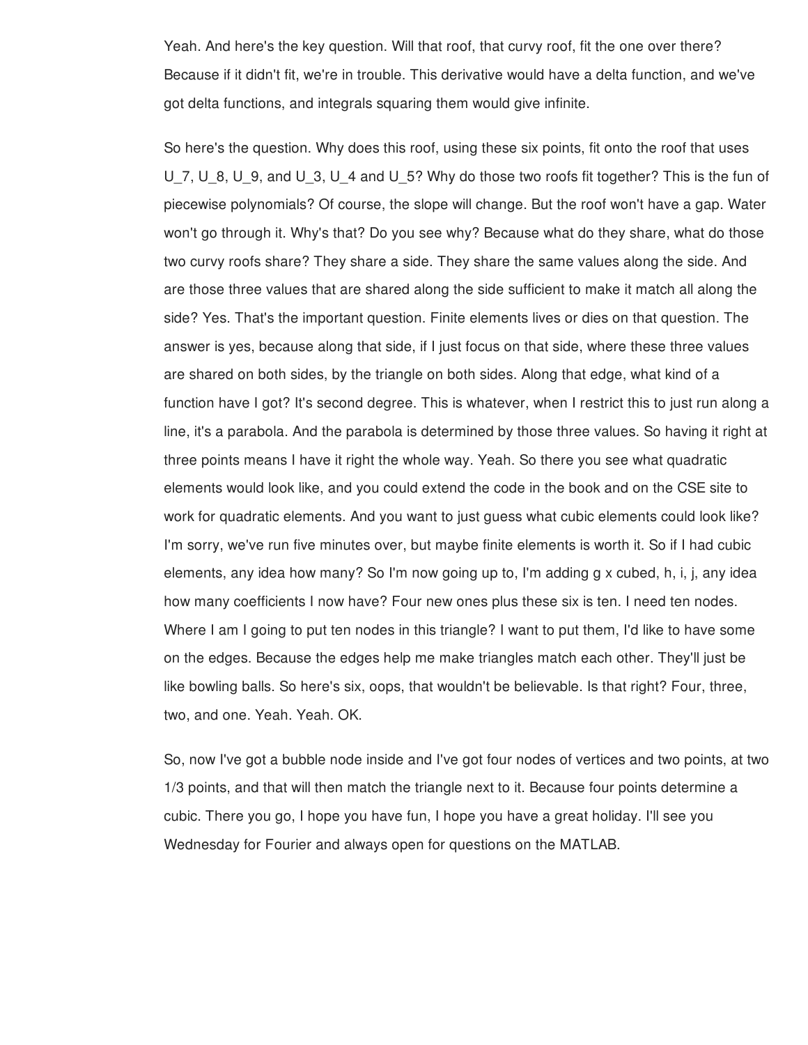Yeah. And here's the key question. Will that roof, that curvy roof, fit the one over there? Because if it didn't fit, we're in trouble. This derivative would have a delta function, and we've got delta functions, and integrals squaring them would give infinite.

So here's the question. Why does this roof, using these six points, fit onto the roof that uses $U_7$, $U_8$, $U_9$, and $U_3$, $U_4$ and $U_5$? Why do those two roofs fit together? This is the fun of piecewise polynomials? Of course, the slope will change. But the roof won't have a gap. Water won't go through it. Why's that? Do you see why? Because what do they share, what do those two curvy roofs share? They share a side. They share the same values along the side. And are those three values that are shared along the side sufficient to make it match all along the side? Yes. That's the important question. Finite elements lives or dies on that question. The answer is yes, because along that side, if I just focus on that side, where these three values are shared on both sides, by the triangle on both sides. Along that edge, what kind of a function have I got? It's second degree. This is whatever, when I restrict this to just run along a line, it's a parabola. And the parabola is determined by those three values. So having it right at three points means I have it right the whole way. Yeah. So there you see what quadratic elements would look like, and you could extend the code in the book and on the CSE site to work for quadratic elements. And you want to just guess what cubic elements could look like? I'm sorry, we've run five minutes over, but maybe finite elements is worth it. So if I had cubic elements, any idea how many? So I'm now going up to, I'm adding g x cubed, h, i, j, any idea how many coefficients I now have? Four new ones plus these six is ten. I need ten nodes. Where I am I going to put ten nodes in this triangle? I want to put them, I'd like to have some on the edges. Because the edges help me make triangles match each other. They'll just be like bowling balls. So here's six, oops, that wouldn't be believable. Is that right? Four, three, two, and one. Yeah. Yeah. OK.

So, now I've got a bubble node inside and I've got four nodes of vertices and two points, at two 1/3 points, and that will then match the triangle next to it. Because four points determine a cubic. There you go, I hope you have fun, I hope you have a great holiday. I'll see you Wednesday for Fourier and always open for questions on the MATLAB.